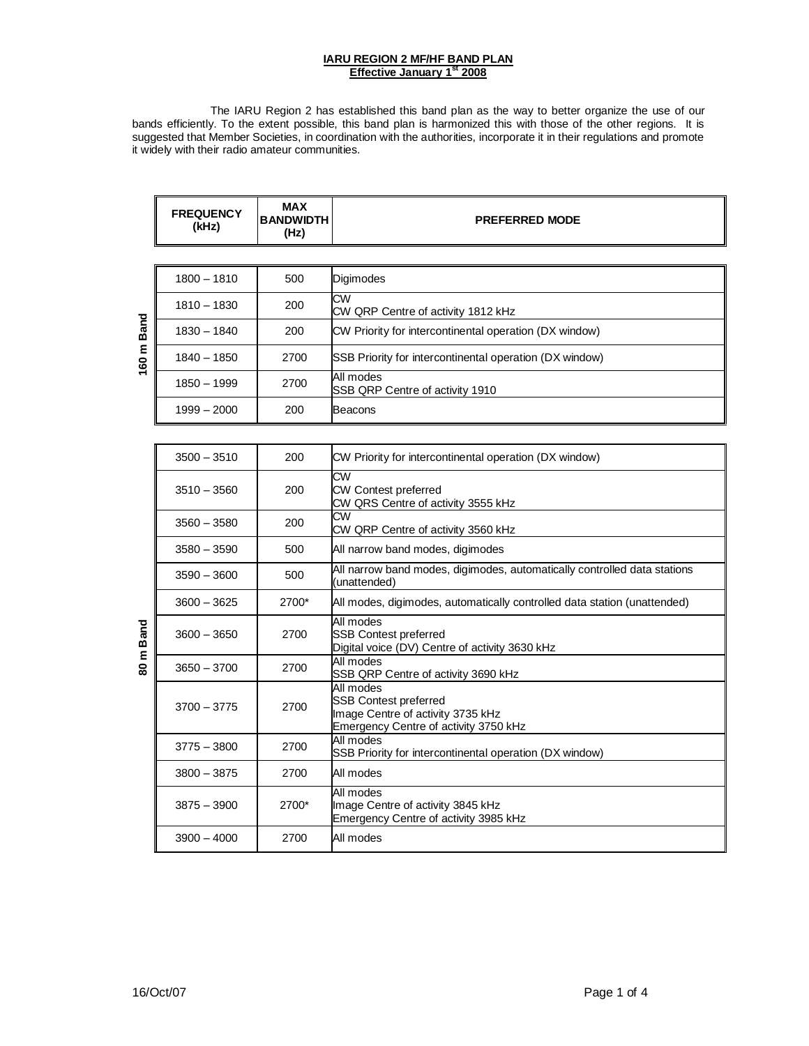**IARU REGION 2 MF/HF BAND PLAN**
**Effective January 1st 2008**

The IARU Region 2 has established this band plan as the way to better organize the use of our bands efficiently. To the extent possible, this band plan is harmonized this with those of the other regions. It is suggested that Member Societies, in coordination with the authorities, incorporate it in their regulations and promote it widely with their radio amateur communities.

| | FREQUENCY (kHz) | MAX BANDWIDTH (Hz) | PREFERRED MODE |
|---|---|---|---|
| 160 m Band | 1800 – 1810 | 500 | Digimodes |
| | 1810 – 1830 | 200 | CW<br>CW QRP Centre of activity 1812 kHz |
| | 1830 – 1840 | 200 | CW Priority for intercontinental operation (DX window) |
| | 1840 – 1850 | 2700 | SSB Priority for intercontinental operation (DX window) |
| | 1850 – 1999 | 2700 | All modes<br>SSB QRP Centre of activity 1910 |
| | 1999 – 2000 | 200 | Beacons |
| 80 m Band | 3500 – 3510 | 200 | CW Priority for intercontinental operation (DX window) |
| | 3510 – 3560 | 200 | CW<br>CW Contest preferred<br>CW QRS Centre of activity 3555 kHz |
| | 3560 – 3580 | 200 | CW<br>CW QRP Centre of activity 3560 kHz |
| | 3580 – 3590 | 500 | All narrow band modes, digimodes |
| | 3590 – 3600 | 500 | All narrow band modes, digimodes, automatically controlled data stations (unattended) |
| | 3600 – 3625 | 2700* | All modes, digimodes, automatically controlled data station (unattended) |
| | 3600 – 3650 | 2700 | All modes<br>SSB Contest preferred<br>Digital voice (DV) Centre of activity 3630 kHz |
| | 3650 – 3700 | 2700 | All modes<br>SSB QRP Centre of activity 3690 kHz |
| | 3700 – 3775 | 2700 | All modes<br>SSB Contest preferred<br>Image Centre of activity 3735 kHz<br>Emergency Centre of activity 3750 kHz |
| | 3775 – 3800 | 2700 | All modes<br>SSB Priority for intercontinental operation (DX window) |
| | 3800 – 3875 | 2700 | All modes |
| | 3875 – 3900 | 2700* | All modes<br>Image Centre of activity 3845 kHz<br>Emergency Centre of activity 3985 kHz |
| | 3900 – 4000 | 2700 | All modes |

16/Oct/07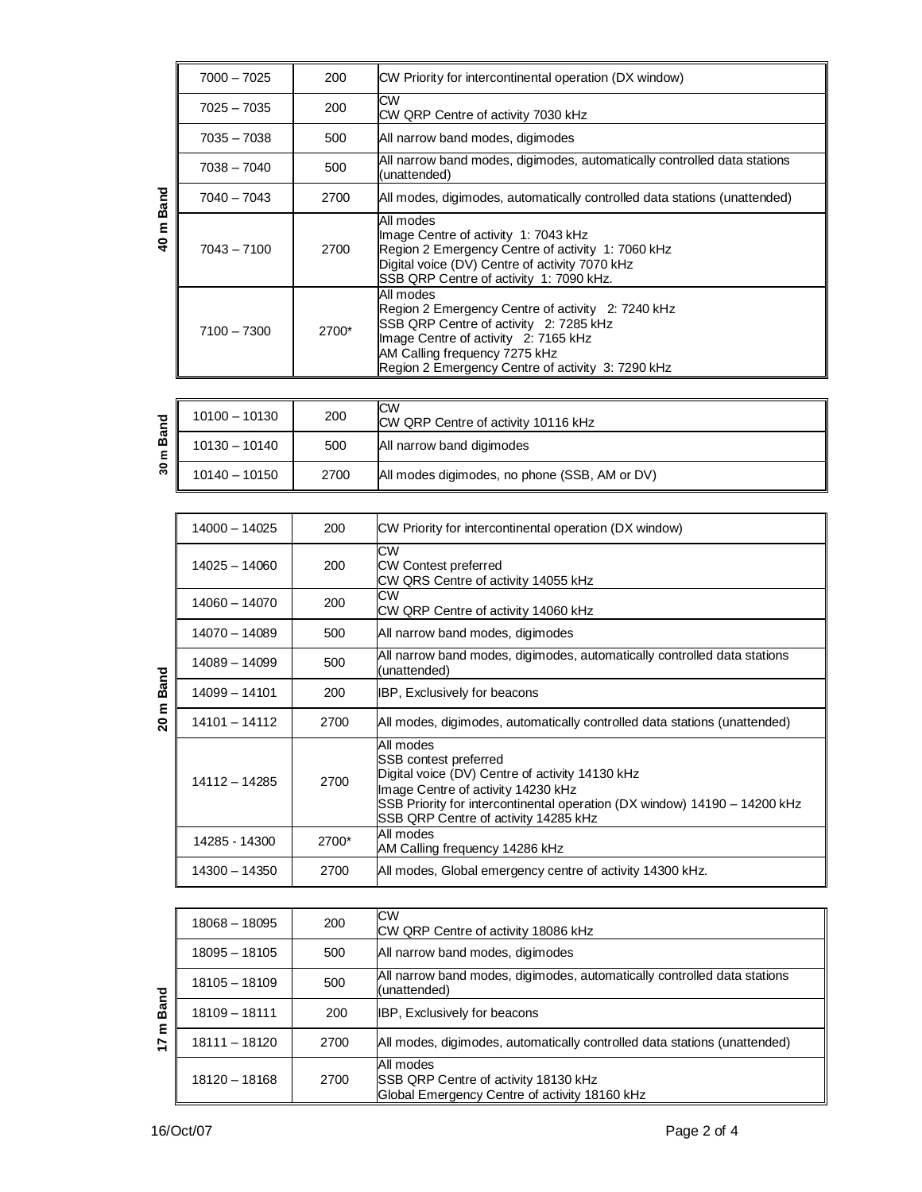| Band | Frequency (kHz) | Max bandwidth (Hz) | Usage |
|---|---|---|---|
| 40 m Band | 7000 – 7025 | 200 | CW Priority for intercontinental operation (DX window) |
| | 7025 – 7035 | 200 | CW<br>CW QRP Centre of activity 7030 kHz |
| | 7035 – 7038 | 500 | All narrow band modes, digimodes |
| | 7038 – 7040 | 500 | All narrow band modes, digimodes, automatically controlled data stations (unattended) |
| | 7040 – 7043 | 2700 | All modes, digimodes, automatically controlled data stations (unattended) |
| | 7043 – 7100 | 2700 | All modes<br>Image Centre of activity 1: 7043 kHz<br>Region 2 Emergency Centre of activity 1: 7060 kHz<br>Digital voice (DV) Centre of activity 7070 kHz<br>SSB QRP Centre of activity 1: 7090 kHz. |
| | 7100 – 7300 | 2700* | All modes<br>Region 2 Emergency Centre of activity 2: 7240 kHz<br>SSB QRP Centre of activity 2: 7285 kHz<br>Image Centre of activity 2: 7165 kHz<br>AM Calling frequency 7275 kHz<br>Region 2 Emergency Centre of activity 3: 7290 kHz |

| Band | Frequency (kHz) | Max bandwidth (Hz) | Usage |
|---|---|---|---|
| 30 m Band | 10100 – 10130 | 200 | CW<br>CW QRP Centre of activity 10116 kHz |
| | 10130 – 10140 | 500 | All narrow band digimodes |
| | 10140 – 10150 | 2700 | All modes digimodes, no phone (SSB, AM or DV) |

| Band | Frequency (kHz) | Max bandwidth (Hz) | Usage |
|---|---|---|---|
| 20 m Band | 14000 – 14025 | 200 | CW Priority for intercontinental operation (DX window) |
| | 14025 – 14060 | 200 | CW<br>CW Contest preferred<br>CW QRS Centre of activity 14055 kHz |
| | 14060 – 14070 | 200 | CW<br>CW QRP Centre of activity 14060 kHz |
| | 14070 – 14089 | 500 | All narrow band modes, digimodes |
| | 14089 – 14099 | 500 | All narrow band modes, digimodes, automatically controlled data stations (unattended) |
| | 14099 – 14101 | 200 | IBP, Exclusively for beacons |
| | 14101 – 14112 | 2700 | All modes, digimodes, automatically controlled data stations (unattended) |
| | 14112 – 14285 | 2700 | All modes<br>SSB contest preferred<br>Digital voice (DV) Centre of activity 14130 kHz<br>Image Centre of activity 14230 kHz<br>SSB Priority for intercontinental operation (DX window) 14190 – 14200 kHz<br>SSB QRP Centre of activity 14285 kHz |
| | 14285 - 14300 | 2700* | All modes<br>AM Calling frequency 14286 kHz |
| | 14300 – 14350 | 2700 | All modes, Global emergency centre of activity 14300 kHz. |

| Band | Frequency (kHz) | Max bandwidth (Hz) | Usage |
|---|---|---|---|
| 17 m Band | 18068 – 18095 | 200 | CW<br>CW QRP Centre of activity 18086 kHz |
| | 18095 – 18105 | 500 | All narrow band modes, digimodes |
| | 18105 – 18109 | 500 | All narrow band modes, digimodes, automatically controlled data stations (unattended) |
| | 18109 – 18111 | 200 | IBP, Exclusively for beacons |
| | 18111 – 18120 | 2700 | All modes, digimodes, automatically controlled data stations (unattended) |
| | 18120 – 18168 | 2700 | All modes<br>SSB QRP Centre of activity 18130 kHz<br>Global Emergency Centre of activity 18160 kHz |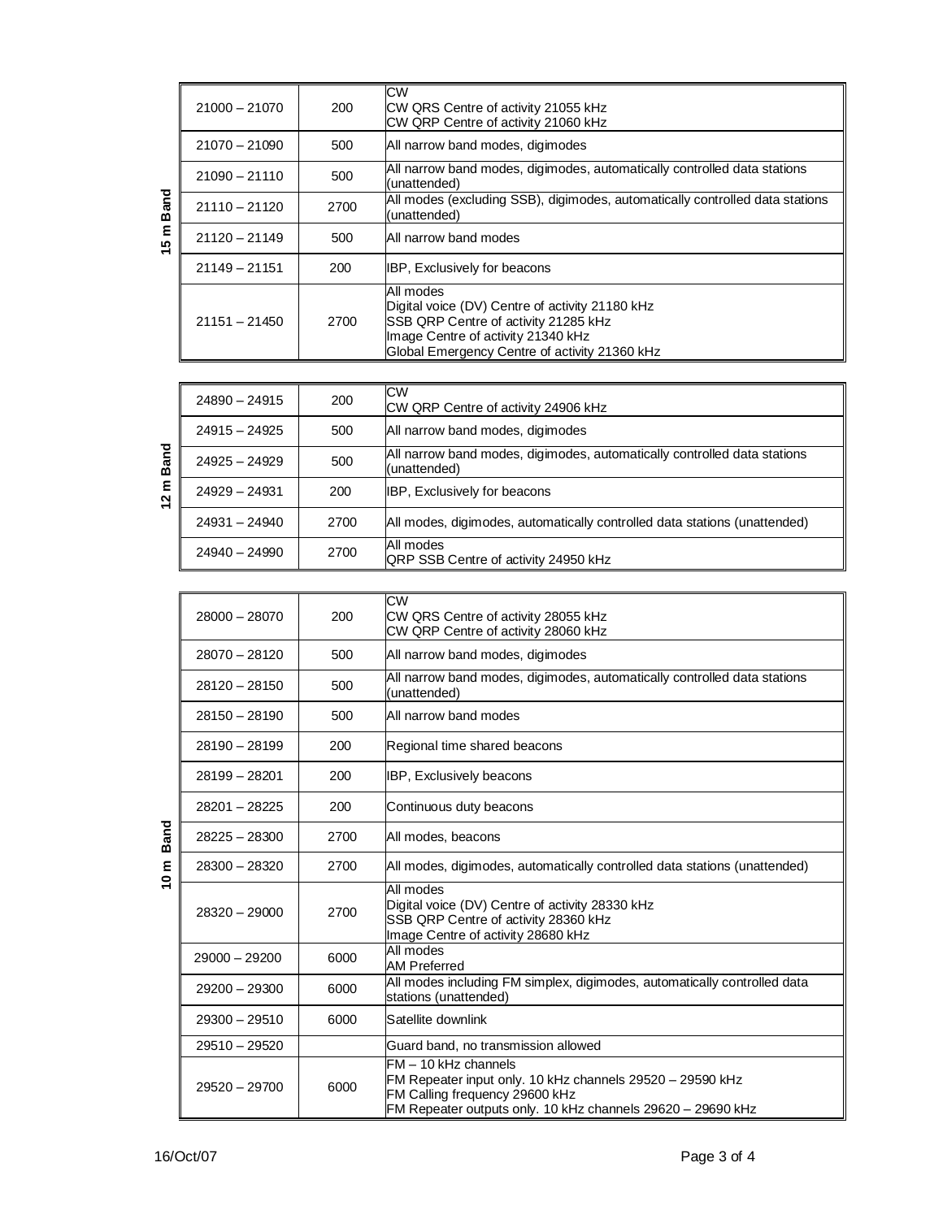| 15 m Band | | | |
|---|---|---|---|
| | 21000 – 21070 | 200 | CW<br>CW QRS Centre of activity 21055 kHz<br>CW QRP Centre of activity 21060 kHz |
| | 21070 – 21090 | 500 | All narrow band modes, digimodes |
| | 21090 – 21110 | 500 | All narrow band modes, digimodes, automatically controlled data stations (unattended) |
| | 21110 – 21120 | 2700 | All modes (excluding SSB), digimodes, automatically controlled data stations (unattended) |
| | 21120 – 21149 | 500 | All narrow band modes |
| | 21149 – 21151 | 200 | IBP, Exclusively for beacons |
| | 21151 – 21450 | 2700 | All modes<br>Digital voice (DV) Centre of activity 21180 kHz<br>SSB QRP Centre of activity 21285 kHz<br>Image Centre of activity 21340 kHz<br>Global Emergency Centre of activity 21360 kHz |

| 12 m Band | | | |
|---|---|---|---|
| | 24890 – 24915 | 200 | CW<br>CW QRP Centre of activity 24906 kHz |
| | 24915 – 24925 | 500 | All narrow band modes, digimodes |
| | 24925 – 24929 | 500 | All narrow band modes, digimodes, automatically controlled data stations (unattended) |
| | 24929 – 24931 | 200 | IBP, Exclusively for beacons |
| | 24931 – 24940 | 2700 | All modes, digimodes, automatically controlled data stations (unattended) |
| | 24940 – 24990 | 2700 | All modes<br>QRP SSB Centre of activity 24950 kHz |

| 10 m Band | | | |
|---|---|---|---|
| | 28000 – 28070 | 200 | CW<br>CW QRS Centre of activity 28055 kHz<br>CW QRP Centre of activity 28060 kHz |
| | 28070 – 28120 | 500 | All narrow band modes, digimodes |
| | 28120 – 28150 | 500 | All narrow band modes, digimodes, automatically controlled data stations (unattended) |
| | 28150 – 28190 | 500 | All narrow band modes |
| | 28190 – 28199 | 200 | Regional time shared beacons |
| | 28199 – 28201 | 200 | IBP, Exclusively beacons |
| | 28201 – 28225 | 200 | Continuous duty beacons |
| | 28225 – 28300 | 2700 | All modes, beacons |
| | 28300 – 28320 | 2700 | All modes, digimodes, automatically controlled data stations (unattended) |
| | 28320 – 29000 | 2700 | All modes<br>Digital voice (DV) Centre of activity 28330 kHz<br>SSB QRP Centre of activity 28360 kHz<br>Image Centre of activity 28680 kHz |
| | 29000 – 29200 | 6000 | All modes<br>AM Preferred |
| | 29200 – 29300 | 6000 | All modes including FM simplex, digimodes, automatically controlled data stations (unattended) |
| | 29300 – 29510 | 6000 | Satellite downlink |
| | 29510 – 29520 | | Guard band, no transmission allowed |
| | 29520 – 29700 | 6000 | FM – 10 kHz channels<br>FM Repeater input only. 10 kHz channels 29520 – 29590 kHz<br>FM Calling frequency 29600 kHz<br>FM Repeater outputs only. 10 kHz channels 29620 – 29690 kHz |

16/Oct/07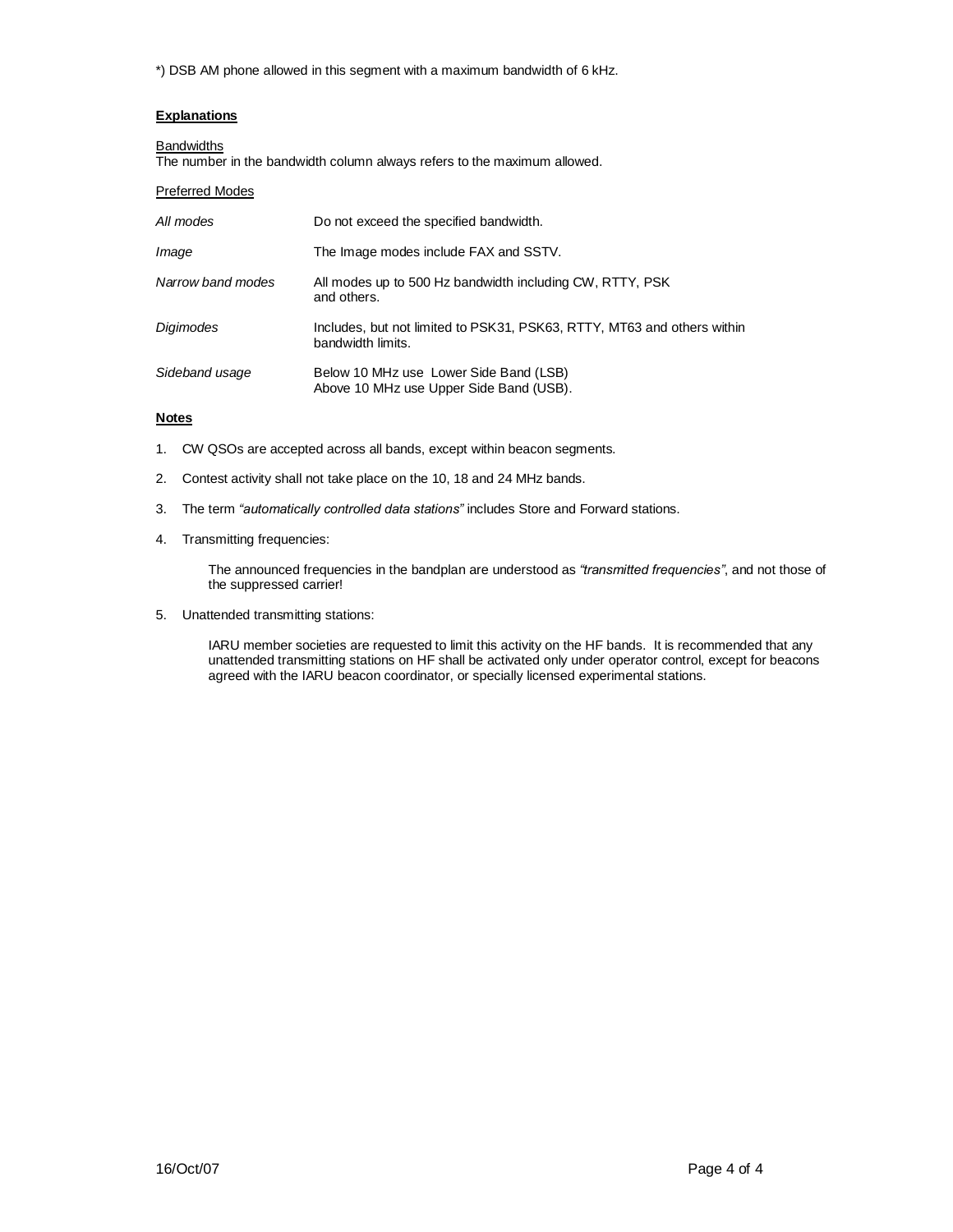*) DSB AM phone allowed in this segment with a maximum bandwidth of 6 kHz.

**<u>Explanations</u>**

<u>Bandwidths</u>
The number in the bandwidth column always refers to the maximum allowed.

<u>Preferred Modes</u>

| | |
|---|---|
| *All modes* | Do not exceed the specified bandwidth. |
| *Image* | The Image modes include FAX and SSTV. |
| *Narrow band modes* | All modes up to 500 Hz bandwidth including CW, RTTY, PSK and others. |
| *Digimodes* | Includes, but not limited to PSK31, PSK63, RTTY, MT63 and others within bandwidth limits. |
| *Sideband usage* | Below 10 MHz use Lower Side Band (LSB)<br>Above 10 MHz use Upper Side Band (USB). |

**<u>Notes</u>**

1. CW QSOs are accepted across all bands, except within beacon segments.
2. Contest activity shall not take place on the 10, 18 and 24 MHz bands.
3. The term *"automatically controlled data stations"* includes Store and Forward stations.
4. Transmitting frequencies:

   The announced frequencies in the bandplan are understood as *"transmitted frequencies"*, and not those of the suppressed carrier!

5. Unattended transmitting stations:

   IARU member societies are requested to limit this activity on the HF bands. It is recommended that any unattended transmitting stations on HF shall be activated only under operator control, except for beacons agreed with the IARU beacon coordinator, or specially licensed experimental stations.

16/Oct/07